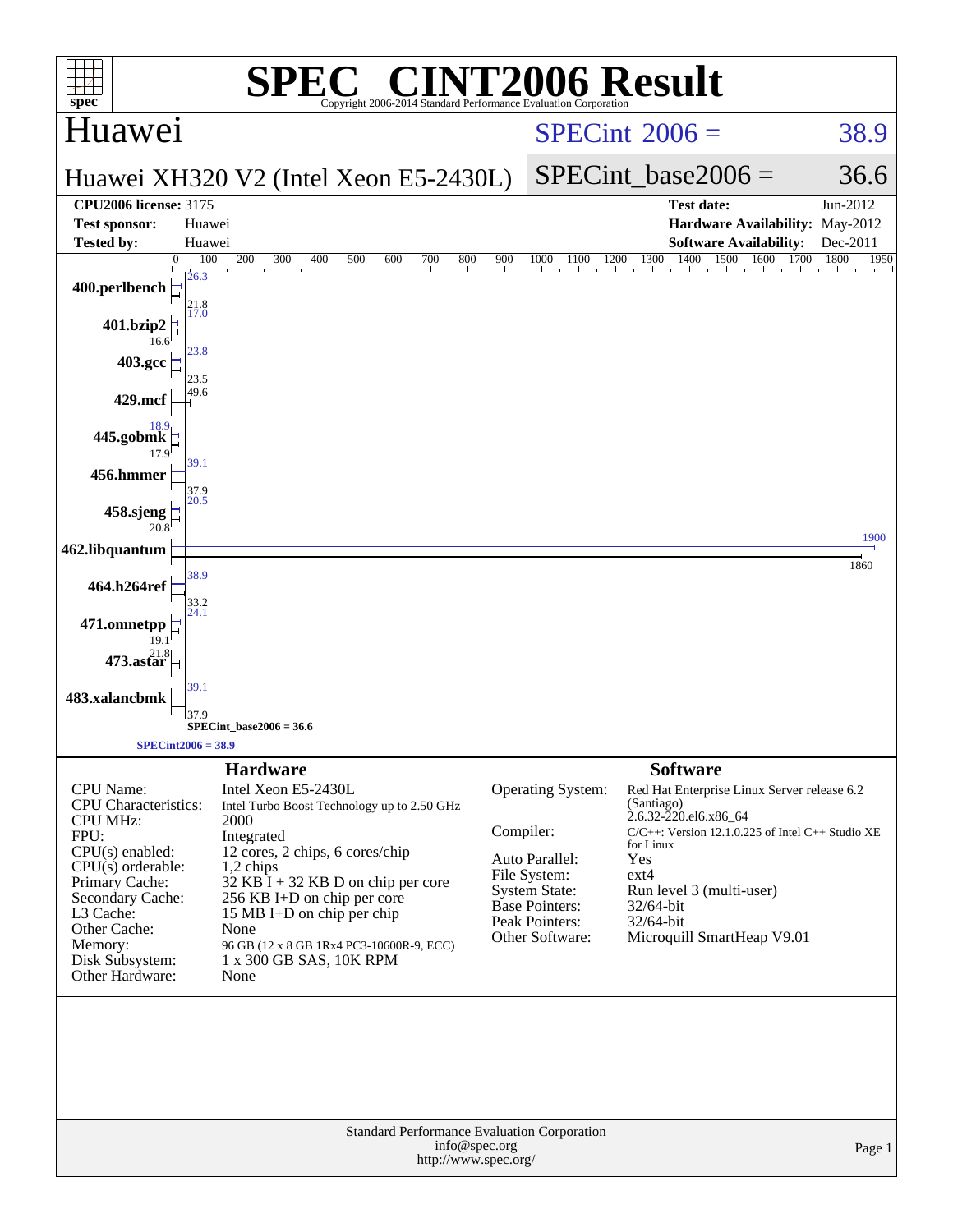# SPEC CINT2006 Result

Copyright 2006-2014 Standard Performance Evaluation Corporation

## Huawei

**Huawei XH320 V2 (Intel Xeon E5-2430L)**

SPECint_2006 = 38.9

SPECint_base2006 = 36.6

| | | | |
|---|---|---|---|
| **CPU2006 license:** | 3175 | **Test date:** | Jun-2012 |
| **Test sponsor:** | Huawei | **Hardware Availability:** | May-2012 |
| **Tested by:** | Huawei | **Software Availability:** | Dec-2011 |

| Benchmark | Base | Peak |
|---|---|---|
| 400.perlbench | 21.8 | 26.3 |
| 401.bzip2 | 16.6 | 17.0 |
| 403.gcc | 23.5 | 23.8 |
| 429.mcf | 49.6 | |
| 445.gobmk | 17.9 | 18.9 |
| 456.hmmer | 37.9 | 39.1 |
| 458.sjeng | 20.8 | 20.5 |
| 462.libquantum | 1860 | 1900 |
| 464.h264ref | 33.2 | 38.9 |
| 471.omnetpp | 19.1 | 24.1 |
| 473.astar | 21.8 | |
| 483.xalancbmk | 37.9 | 39.1 |

SPECint_base2006 = 36.6

SPECint2006 = 38.9

## Hardware

| | |
|---|---|
| CPU Name: | Intel Xeon E5-2430L |
| CPU Characteristics: | Intel Turbo Boost Technology up to 2.50 GHz |
| CPU MHz: | 2000 |
| FPU: | Integrated |
| CPU(s) enabled: | 12 cores, 2 chips, 6 cores/chip |
| CPU(s) orderable: | 1,2 chips |
| Primary Cache: | 32 KB I + 32 KB D on chip per core |
| Secondary Cache: | 256 KB I+D on chip per core |
| L3 Cache: | 15 MB I+D on chip per chip |
| Other Cache: | None |
| Memory: | 96 GB (12 x 8 GB 1Rx4 PC3-10600R-9, ECC) |
| Disk Subsystem: | 1 x 300 GB SAS, 10K RPM |
| Other Hardware: | None |

## Software

| | |
|---|---|
| Operating System: | Red Hat Enterprise Linux Server release 6.2 (Santiago) 2.6.32-220.el6.x86_64 |
| Compiler: | C/C++: Version 12.1.0.225 of Intel C++ Studio XE for Linux |
| Auto Parallel: | Yes |
| File System: | ext4 |
| System State: | Run level 3 (multi-user) |
| Base Pointers: | 32/64-bit |
| Peak Pointers: | 32/64-bit |
| Other Software: | Microquill SmartHeap V9.01 |

Standard Performance Evaluation Corporation
info@spec.org
http://www.spec.org/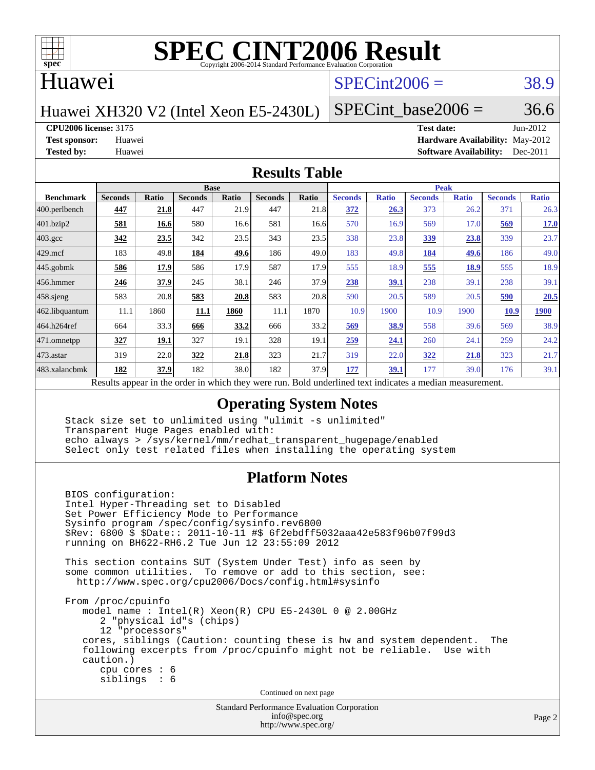# SPEC CINT2006 Result

Copyright 2006-2014 Standard Performance Evaluation Corporation

## Huawei

Huawei XH320 V2 (Intel Xeon E5-2430L)

SPECint2006 = 38.9

SPECint_base2006 = 36.6

**CPU2006 license:** 3175
**Test sponsor:** Huawei
**Tested by:** Huawei

**Test date:** Jun-2012
**Hardware Availability:** May-2012
**Software Availability:** Dec-2011

## Results Table

| Benchmark | Base | | | | | | Peak | | | | | |
|---|---|---|---|---|---|---|---|---|---|---|---|---|
| | Seconds | Ratio | Seconds | Ratio | Seconds | Ratio | Seconds | Ratio | Seconds | Ratio | Seconds | Ratio |
| 400.perlbench | **447** | **21.8** | 447 | 21.9 | 447 | 21.8 | **372** | **26.3** | 373 | 26.2 | 371 | 26.3 |
| 401.bzip2 | **581** | **16.6** | 580 | 16.6 | 581 | 16.6 | 570 | 16.9 | 569 | 17.0 | **569** | **17.0** |
| 403.gcc | **342** | **23.5** | 342 | 23.5 | 343 | 23.5 | 338 | 23.8 | **339** | **23.8** | 339 | 23.7 |
| 429.mcf | 183 | 49.8 | **184** | **49.6** | 186 | 49.0 | 183 | 49.8 | **184** | **49.6** | 186 | 49.0 |
| 445.gobmk | **586** | **17.9** | 586 | 17.9 | 587 | 17.9 | 555 | 18.9 | **555** | **18.9** | 555 | 18.9 |
| 456.hmmer | **246** | **37.9** | 245 | 38.1 | 246 | 37.9 | **238** | **39.1** | 238 | 39.1 | 238 | 39.1 |
| 458.sjeng | 583 | 20.8 | **583** | **20.8** | 583 | 20.8 | 590 | 20.5 | 589 | 20.5 | **590** | **20.5** |
| 462.libquantum | 11.1 | 1860 | **11.1** | **1860** | 11.1 | 1870 | 10.9 | 1900 | 10.9 | 1900 | **10.9** | **1900** |
| 464.h264ref | 664 | 33.3 | **666** | **33.2** | 666 | 33.2 | **569** | **38.9** | 558 | 39.6 | 569 | 38.9 |
| 471.omnetpp | **327** | **19.1** | 327 | 19.1 | 328 | 19.1 | **259** | **24.1** | 260 | 24.1 | 259 | 24.2 |
| 473.astar | 319 | 22.0 | **322** | **21.8** | 323 | 21.7 | 319 | 22.0 | **322** | **21.8** | 323 | 21.7 |
| 483.xalancbmk | **182** | **37.9** | 182 | 38.0 | 182 | 37.9 | **177** | **39.1** | 177 | 39.0 | 176 | 39.1 |

Results appear in the order in which they were run. Bold underlined text indicates a median measurement.

## Operating System Notes

```
Stack size set to unlimited using "ulimit -s unlimited"
Transparent Huge Pages enabled with:
echo always > /sys/kernel/mm/redhat_transparent_hugepage/enabled
Select only test related files when installing the operating system
```

## Platform Notes

```
BIOS configuration:
Intel Hyper-Threading set to Disabled
Set Power Efficiency Mode to Performance
Sysinfo program /spec/config/sysinfo.rev6800
$Rev: 6800 $ $Date:: 2011-10-11 #$ 6f2ebdff5032aaa42e583f96b07f99d3
running on BH622-RH6.2 Tue Jun 12 23:55:09 2012

This section contains SUT (System Under Test) info as seen by
some common utilities.  To remove or add to this section, see:
  http://www.spec.org/cpu2006/Docs/config.html#sysinfo

From /proc/cpuinfo
    model name : Intel(R) Xeon(R) CPU E5-2430L 0 @ 2.00GHz
       2 "physical id"s (chips)
       12 "processors"
    cores, siblings (Caution: counting these is hw and system dependent.  The
    following excerpts from /proc/cpuinfo might not be reliable.  Use with
    caution.)
       cpu cores : 6
       siblings  : 6
```

Continued on next page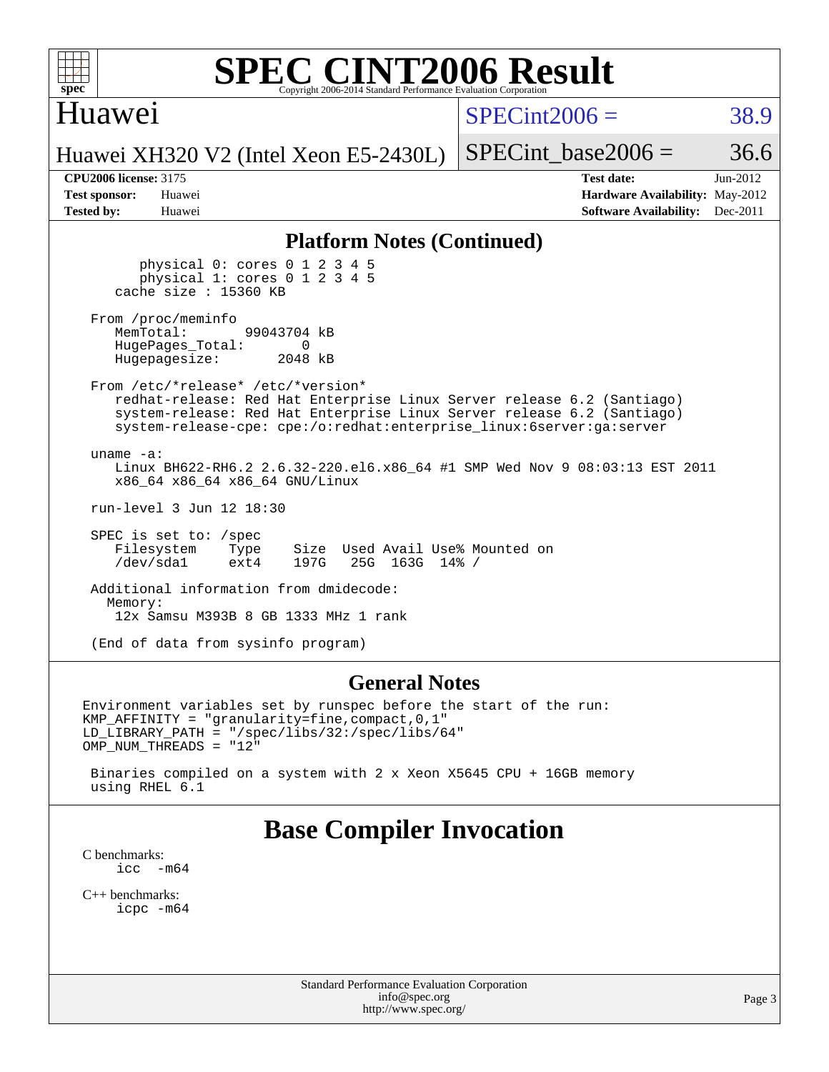# SPEC CINT2006 Result

Copyright 2006-2014 Standard Performance Evaluation Corporation

## Huawei

Huawei XH320 V2 (Intel Xeon E5-2430L)

SPECint2006 = 38.9

SPECint_base2006 = 36.6

**CPU2006 license:** 3175
**Test sponsor:** Huawei
**Tested by:** Huawei

**Test date:** Jun-2012
**Hardware Availability:** May-2012
**Software Availability:** Dec-2011

### Platform Notes (Continued)

```
        physical 0: cores 0 1 2 3 4 5
        physical 1: cores 0 1 2 3 4 5
    cache size : 15360 KB

 From /proc/meminfo
    MemTotal:       99043704 kB
    HugePages_Total:       0
    Hugepagesize:       2048 kB

 From /etc/*release* /etc/*version*
    redhat-release: Red Hat Enterprise Linux Server release 6.2 (Santiago)
    system-release: Red Hat Enterprise Linux Server release 6.2 (Santiago)
    system-release-cpe: cpe:/o:redhat:enterprise_linux:6server:ga:server

 uname -a:
    Linux BH622-RH6.2 2.6.32-220.el6.x86_64 #1 SMP Wed Nov 9 08:03:13 EST 2011
    x86_64 x86_64 x86_64 GNU/Linux

 run-level 3 Jun 12 18:30

 SPEC is set to: /spec
    Filesystem    Type    Size  Used Avail Use% Mounted on
    /dev/sda1     ext4    197G   25G  163G  14% /

 Additional information from dmidecode:
   Memory:
    12x Samsu M393B 8 GB 1333 MHz 1 rank

 (End of data from sysinfo program)
```

### General Notes

```
Environment variables set by runspec before the start of the run:
KMP_AFFINITY = "granularity=fine,compact,0,1"
LD_LIBRARY_PATH = "/spec/libs/32:/spec/libs/64"
OMP_NUM_THREADS = "12"

 Binaries compiled on a system with 2 x Xeon X5645 CPU + 16GB memory
 using RHEL 6.1
```

## Base Compiler Invocation

C benchmarks:
    icc -m64

C++ benchmarks:
    icpc -m64

Standard Performance Evaluation Corporation
info@spec.org
http://www.spec.org/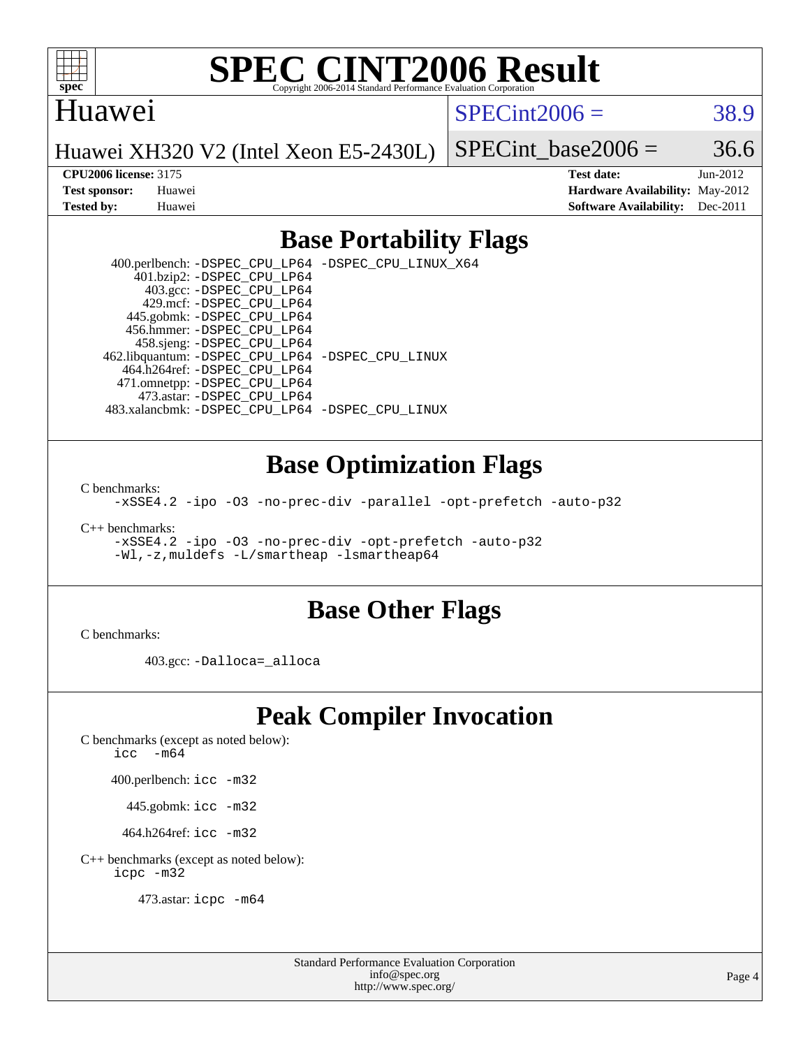# SPEC CINT2006 Result

Copyright 2006-2014 Standard Performance Evaluation Corporation

## Huawei

Huawei XH320 V2 (Intel Xeon E5-2430L)

SPECint2006 = 38.9

SPECint_base2006 = 36.6

**CPU2006 license:** 3175
**Test sponsor:** Huawei
**Tested by:** Huawei

**Test date:** Jun-2012
**Hardware Availability:** May-2012
**Software Availability:** Dec-2011

## Base Portability Flags

400.perlbench: -DSPEC_CPU_LP64 -DSPEC_CPU_LINUX_X64
401.bzip2: -DSPEC_CPU_LP64
403.gcc: -DSPEC_CPU_LP64
429.mcf: -DSPEC_CPU_LP64
445.gobmk: -DSPEC_CPU_LP64
456.hmmer: -DSPEC_CPU_LP64
458.sjeng: -DSPEC_CPU_LP64
462.libquantum: -DSPEC_CPU_LP64 -DSPEC_CPU_LINUX
464.h264ref: -DSPEC_CPU_LP64
471.omnetpp: -DSPEC_CPU_LP64
473.astar: -DSPEC_CPU_LP64
483.xalancbmk: -DSPEC_CPU_LP64 -DSPEC_CPU_LINUX

## Base Optimization Flags

C benchmarks:
-xSSE4.2 -ipo -O3 -no-prec-div -parallel -opt-prefetch -auto-p32

C++ benchmarks:
-xSSE4.2 -ipo -O3 -no-prec-div -opt-prefetch -auto-p32
-Wl,-z,muldefs -L/smartheap -lsmartheap64

## Base Other Flags

C benchmarks:

403.gcc: -Dalloca=_alloca

## Peak Compiler Invocation

C benchmarks (except as noted below):
icc -m64

400.perlbench: icc -m32

445.gobmk: icc -m32

464.h264ref: icc -m32

C++ benchmarks (except as noted below):
icpc -m32

473.astar: icpc -m64

Standard Performance Evaluation Corporation
info@spec.org
http://www.spec.org/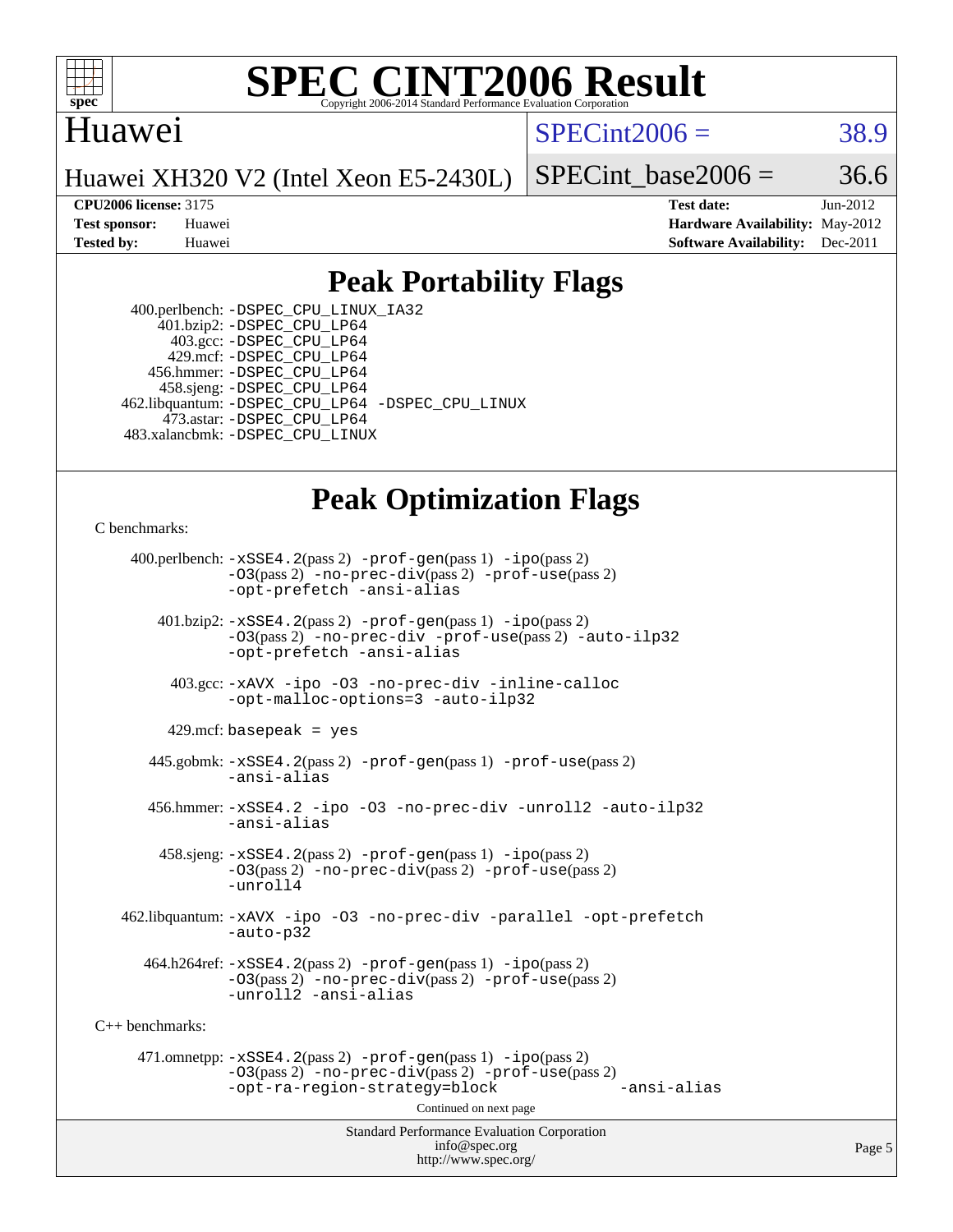# SPEC CINT2006 Result

Copyright 2006-2014 Standard Performance Evaluation Corporation

## Huawei

Huawei XH320 V2 (Intel Xeon E5-2430L)

SPECint2006 = 38.9

SPECint_base2006 = 36.6

**CPU2006 license:** 3175
**Test sponsor:** Huawei
**Tested by:** Huawei

**Test date:** Jun-2012
**Hardware Availability:** May-2012
**Software Availability:** Dec-2011

## Peak Portability Flags

400.perlbench: -DSPEC_CPU_LINUX_IA32
401.bzip2: -DSPEC_CPU_LP64
403.gcc: -DSPEC_CPU_LP64
429.mcf: -DSPEC_CPU_LP64
456.hmmer: -DSPEC_CPU_LP64
458.sjeng: -DSPEC_CPU_LP64
462.libquantum: -DSPEC_CPU_LP64 -DSPEC_CPU_LINUX
473.astar: -DSPEC_CPU_LP64
483.xalancbmk: -DSPEC_CPU_LINUX

## Peak Optimization Flags

C benchmarks:

400.perlbench: -xSSE4.2(pass 2) -prof-gen(pass 1) -ipo(pass 2) -O3(pass 2) -no-prec-div(pass 2) -prof-use(pass 2) -opt-prefetch -ansi-alias

401.bzip2: -xSSE4.2(pass 2) -prof-gen(pass 1) -ipo(pass 2) -O3(pass 2) -no-prec-div -prof-use(pass 2) -auto-ilp32 -opt-prefetch -ansi-alias

403.gcc: -xAVX -ipo -O3 -no-prec-div -inline-calloc -opt-malloc-options=3 -auto-ilp32

429.mcf: basepeak = yes

445.gobmk: -xSSE4.2(pass 2) -prof-gen(pass 1) -prof-use(pass 2) -ansi-alias

456.hmmer: -xSSE4.2 -ipo -O3 -no-prec-div -unroll2 -auto-ilp32 -ansi-alias

458.sjeng: -xSSE4.2(pass 2) -prof-gen(pass 1) -ipo(pass 2) -O3(pass 2) -no-prec-div(pass 2) -prof-use(pass 2) -unroll4

462.libquantum: -xAVX -ipo -O3 -no-prec-div -parallel -opt-prefetch -auto-p32

464.h264ref: -xSSE4.2(pass 2) -prof-gen(pass 1) -ipo(pass 2) -O3(pass 2) -no-prec-div(pass 2) -prof-use(pass 2) -unroll2 -ansi-alias

C++ benchmarks:

471.omnetpp: -xSSE4.2(pass 2) -prof-gen(pass 1) -ipo(pass 2) -O3(pass 2) -no-prec-div(pass 2) -prof-use(pass 2) -opt-ra-region-strategy=block -ansi-alias

Continued on next page

Standard Performance Evaluation Corporation
info@spec.org
http://www.spec.org/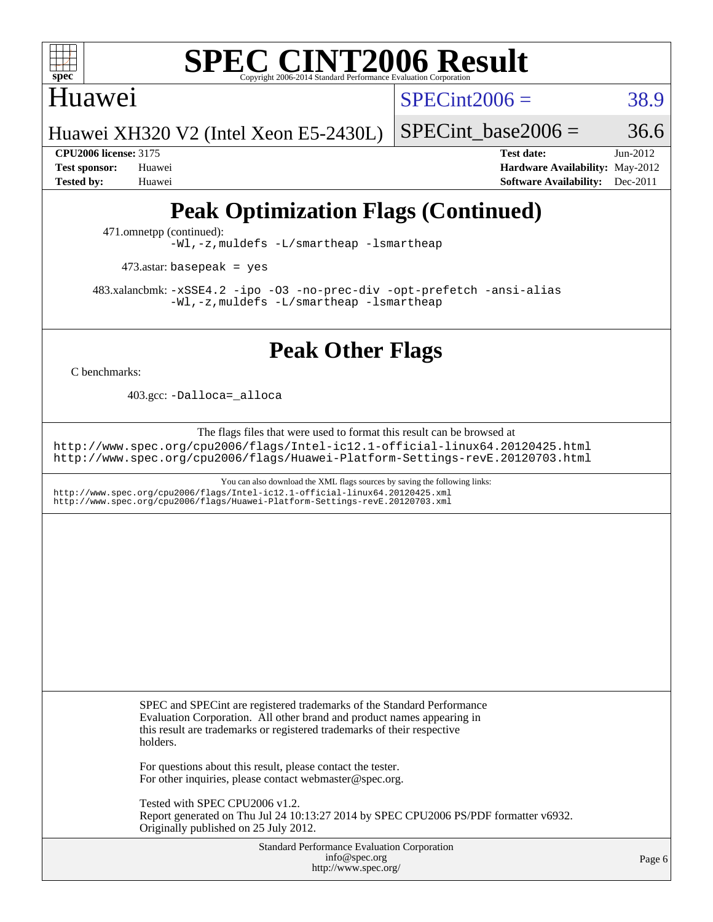# SPEC CINT2006 Result

Huawei

Huawei XH320 V2 (Intel Xeon E5-2430L)

SPECint2006 = 38.9

SPECint_base2006 = 36.6

**CPU2006 license:** 3175
**Test sponsor:** Huawei
**Tested by:** Huawei

**Test date:** Jun-2012
**Hardware Availability:** May-2012
**Software Availability:** Dec-2011

## Peak Optimization Flags (Continued)

471.omnetpp (continued):
-Wl,-z,muldefs -L/smartheap -lsmartheap

473.astar: basepeak = yes

483.xalancbmk: -xSSE4.2 -ipo -O3 -no-prec-div -opt-prefetch -ansi-alias
-Wl,-z,muldefs -L/smartheap -lsmartheap

## Peak Other Flags

C benchmarks:

403.gcc: -Dalloca=_alloca

The flags files that were used to format this result can be browsed at
http://www.spec.org/cpu2006/flags/Intel-ic12.1-official-linux64.20120425.html
http://www.spec.org/cpu2006/flags/Huawei-Platform-Settings-revE.20120703.html

You can also download the XML flags sources by saving the following links:
http://www.spec.org/cpu2006/flags/Intel-ic12.1-official-linux64.20120425.xml
http://www.spec.org/cpu2006/flags/Huawei-Platform-Settings-revE.20120703.xml

SPEC and SPECint are registered trademarks of the Standard Performance Evaluation Corporation. All other brand and product names appearing in this result are trademarks or registered trademarks of their respective holders.

For questions about this result, please contact the tester.
For other inquiries, please contact webmaster@spec.org.

Tested with SPEC CPU2006 v1.2.
Report generated on Thu Jul 24 10:13:27 2014 by SPEC CPU2006 PS/PDF formatter v6932.
Originally published on 25 July 2012.